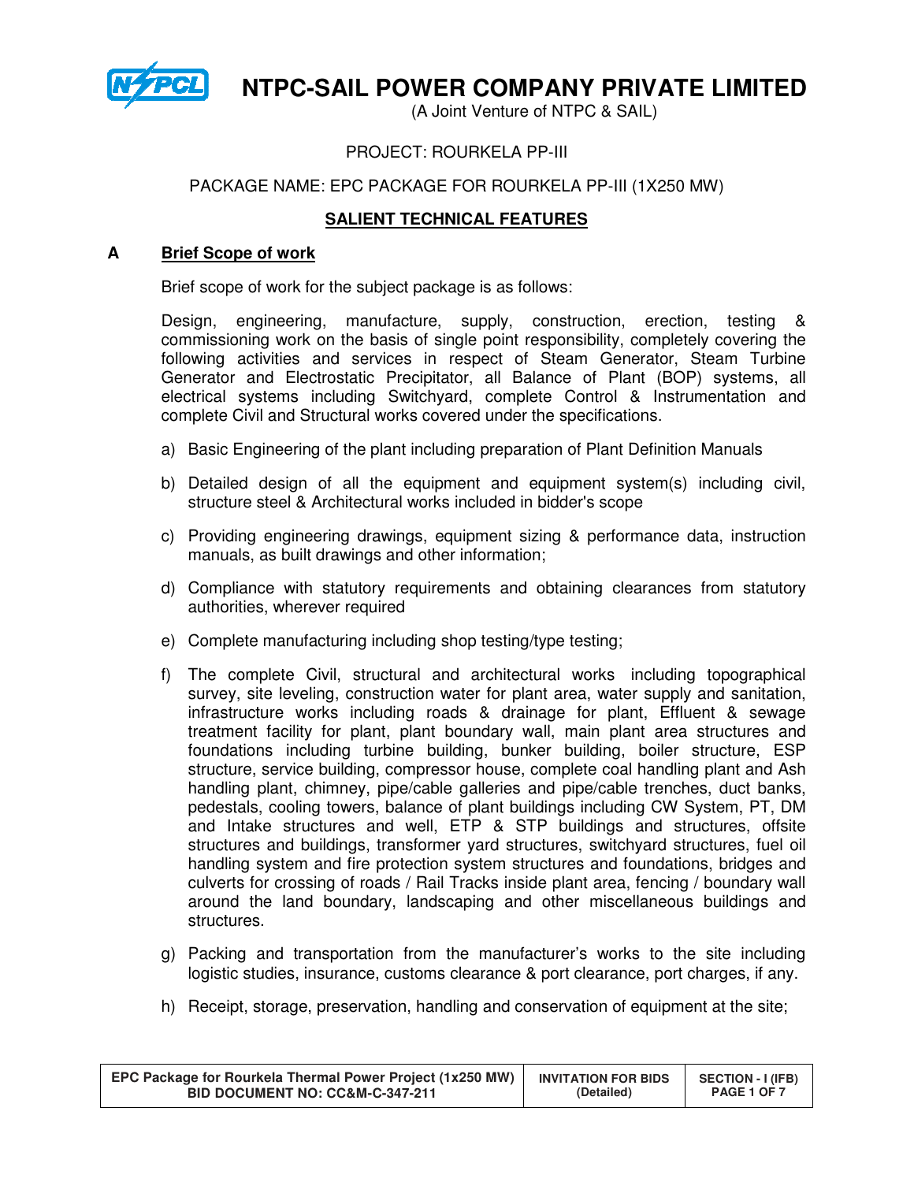# NTPC-SAIL POWER COMPANY PRIVATE LIMITED

(A Joint Venture of NTPC & SAIL)

PROJECT: ROURKELA PP-III

PACKAGE NAME: EPC PACKAGE FOR ROURKELA PP-III (1X250 MW)

## SALIENT TECHNICAL FEATURES

### A Brief Scope of work

Brief scope of work for the subject package is as follows:

Design, engineering, manufacture, supply, construction, erection, testing & commissioning work on the basis of single point responsibility, completely covering the following activities and services in respect of Steam Generator, Steam Turbine Generator and Electrostatic Precipitator, all Balance of Plant (BOP) systems, all electrical systems including Switchyard, complete Control & Instrumentation and complete Civil and Structural works covered under the specifications.

a) Basic Engineering of the plant including preparation of Plant Definition Manuals

b) Detailed design of all the equipment and equipment system(s) including civil, structure steel & Architectural works included in bidder's scope

c) Providing engineering drawings, equipment sizing & performance data, instruction manuals, as built drawings and other information;

d) Compliance with statutory requirements and obtaining clearances from statutory authorities, wherever required

e) Complete manufacturing including shop testing/type testing;

f) The complete Civil, structural and architectural works including topographical survey, site leveling, construction water for plant area, water supply and sanitation, infrastructure works including roads & drainage for plant, Effluent & sewage treatment facility for plant, plant boundary wall, main plant area structures and foundations including turbine building, bunker building, boiler structure, ESP structure, service building, compressor house, complete coal handling plant and Ash handling plant, chimney, pipe/cable galleries and pipe/cable trenches, duct banks, pedestals, cooling towers, balance of plant buildings including CW System, PT, DM and Intake structures and well, ETP & STP buildings and structures, offsite structures and buildings, transformer yard structures, switchyard structures, fuel oil handling system and fire protection system structures and foundations, bridges and culverts for crossing of roads / Rail Tracks inside plant area, fencing / boundary wall around the land boundary, landscaping and other miscellaneous buildings and structures.

g) Packing and transportation from the manufacturer's works to the site including logistic studies, insurance, customs clearance & port clearance, port charges, if any.

h) Receipt, storage, preservation, handling and conservation of equipment at the site;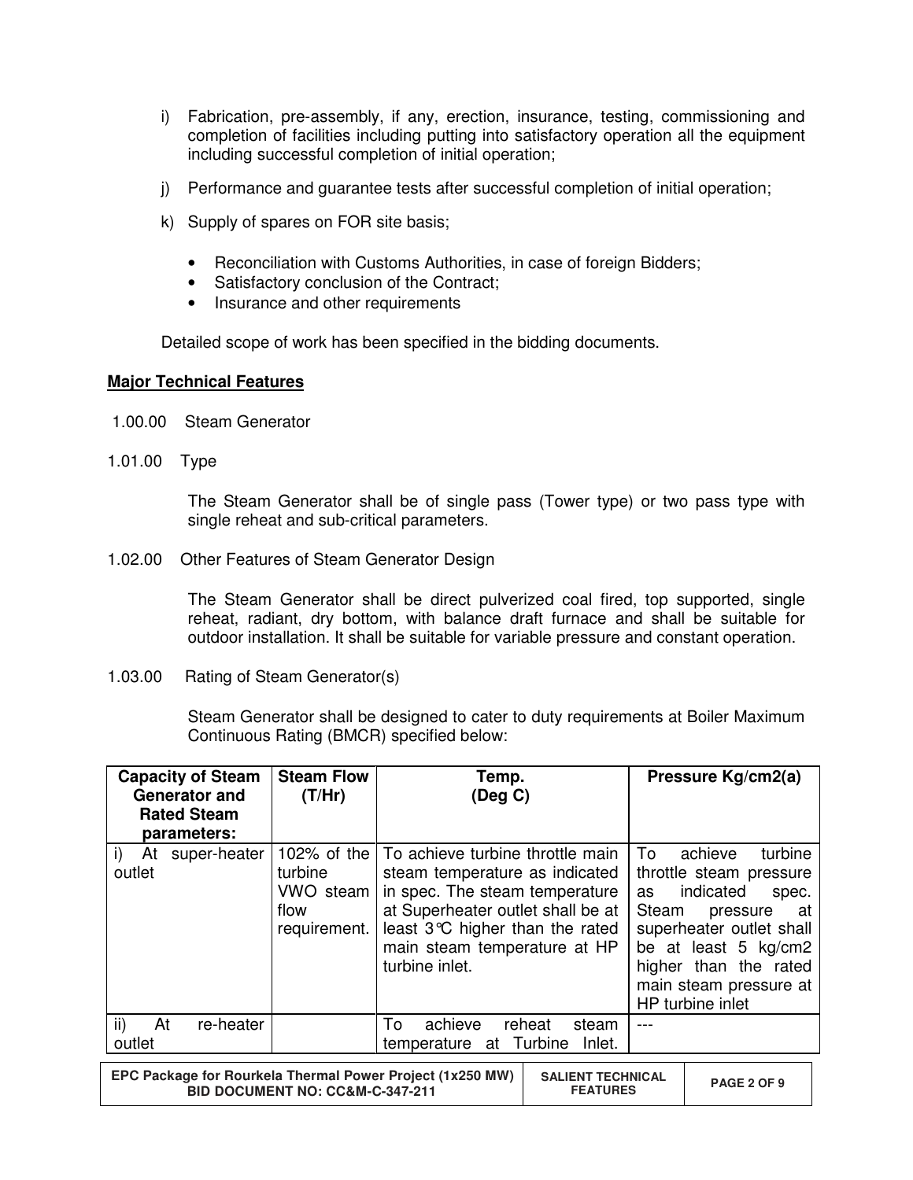i) Fabrication, pre-assembly, if any, erection, insurance, testing, commissioning and completion of facilities including putting into satisfactory operation all the equipment including successful completion of initial operation;

j) Performance and guarantee tests after successful completion of initial operation;

k) Supply of spares on FOR site basis;

- Reconciliation with Customs Authorities, in case of foreign Bidders;
- Satisfactory conclusion of the Contract;
- Insurance and other requirements

Detailed scope of work has been specified in the bidding documents.

**Major Technical Features**

1.00.00 Steam Generator

1.01.00 Type

The Steam Generator shall be of single pass (Tower type) or two pass type with single reheat and sub-critical parameters.

1.02.00 Other Features of Steam Generator Design

The Steam Generator shall be direct pulverized coal fired, top supported, single reheat, radiant, dry bottom, with balance draft furnace and shall be suitable for outdoor installation. It shall be suitable for variable pressure and constant operation.

1.03.00 Rating of Steam Generator(s)

Steam Generator shall be designed to cater to duty requirements at Boiler Maximum Continuous Rating (BMCR) specified below:

| Capacity of Steam Generator and Rated Steam parameters: | Steam Flow (T/Hr) | Temp. (Deg C) | Pressure Kg/cm2(a) |
|---|---|---|---|
| i) At super-heater outlet | 102% of the turbine VWO steam flow requirement. | To achieve turbine throttle main steam temperature as indicated in spec. The steam temperature at Superheater outlet shall be at least 3°C higher than the rated main steam temperature at HP turbine inlet. | To achieve turbine throttle steam pressure as indicated spec. Steam pressure at superheater outlet shall be at least 5 kg/cm2 higher than the rated main steam pressure at HP turbine inlet |
| ii) At re-heater outlet | | To achieve reheat steam temperature at Turbine Inlet. | --- |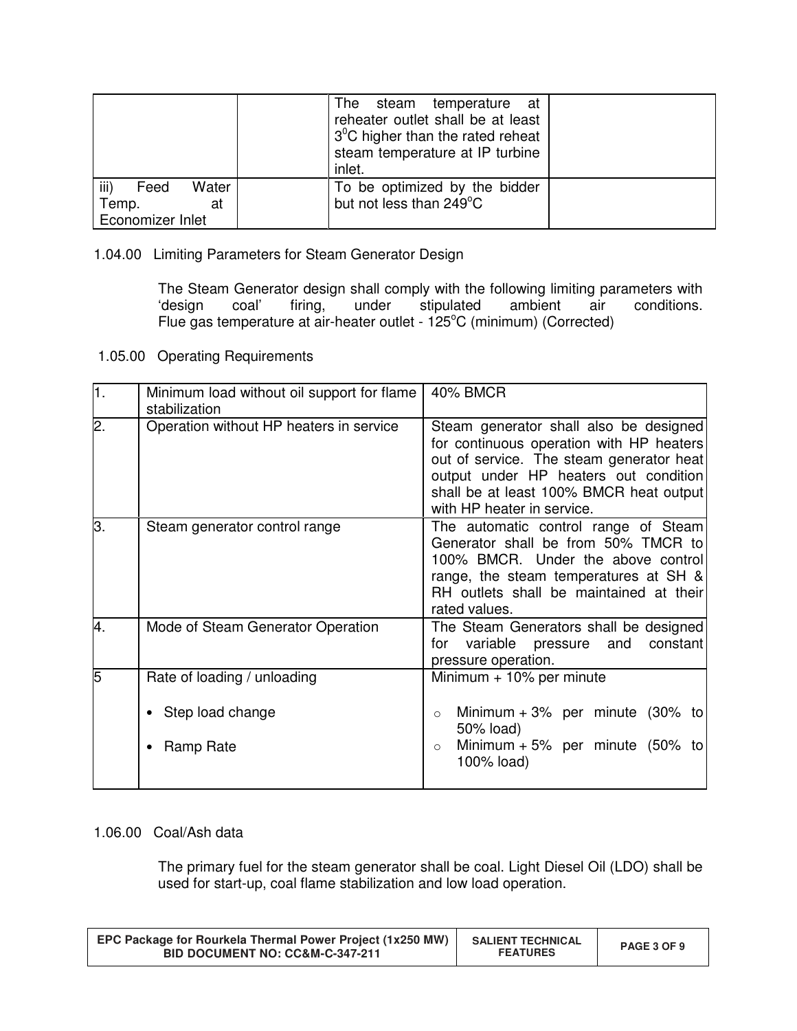| | | The steam temperature at reheater outlet shall be at least $3^0$C higher than the rated reheat steam temperature at IP turbine inlet. | |
|---|---|---|---|
| iii) Feed Water Temp. at Economizer Inlet | | To be optimized by the bidder but not less than 249°C | |

1.04.00 Limiting Parameters for Steam Generator Design

The Steam Generator design shall comply with the following limiting parameters with 'design coal' firing, under stipulated ambient air conditions.
Flue gas temperature at air-heater outlet - 125°C (minimum) (Corrected)

1.05.00 Operating Requirements

| | | |
|---|---|---|
| 1. | Minimum load without oil support for flame stabilization | 40% BMCR |
| 2. | Operation without HP heaters in service | Steam generator shall also be designed for continuous operation with HP heaters out of service. The steam generator heat output under HP heaters out condition shall be at least 100% BMCR heat output with HP heater in service. |
| 3. | Steam generator control range | The automatic control range of Steam Generator shall be from 50% TMCR to 100% BMCR. Under the above control range, the steam temperatures at SH & RH outlets shall be maintained at their rated values. |
| 4. | Mode of Steam Generator Operation | The Steam Generators shall be designed for variable pressure and constant pressure operation. |
| 5 | Rate of loading / unloading<br>• Step load change<br>• Ramp Rate | Minimum + 10% per minute<br>○ Minimum + 3% per minute (30% to 50% load)<br>○ Minimum + 5% per minute (50% to 100% load) |

1.06.00 Coal/Ash data

The primary fuel for the steam generator shall be coal. Light Diesel Oil (LDO) shall be used for start-up, coal flame stabilization and low load operation.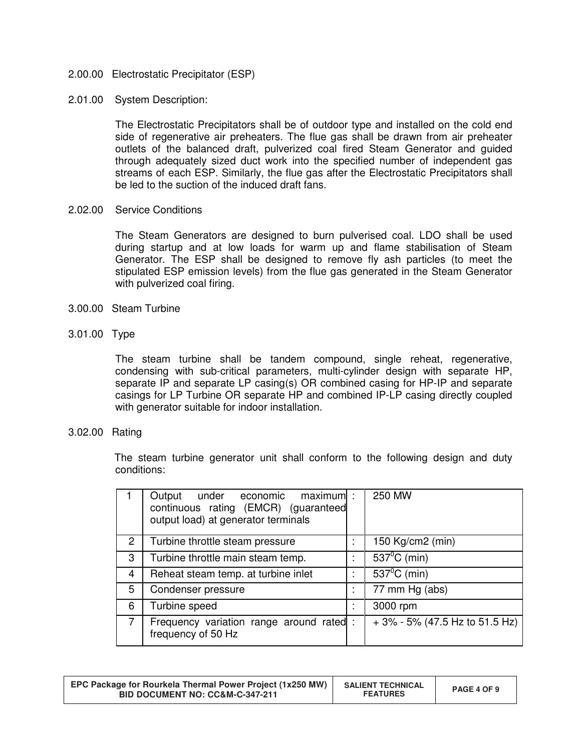## 2.00.00 Electrostatic Precipitator (ESP)

### 2.01.00 System Description:

The Electrostatic Precipitators shall be of outdoor type and installed on the cold end side of regenerative air preheaters. The flue gas shall be drawn from air preheater outlets of the balanced draft, pulverized coal fired Steam Generator and guided through adequately sized duct work into the specified number of independent gas streams of each ESP. Similarly, the flue gas after the Electrostatic Precipitators shall be led to the suction of the induced draft fans.

### 2.02.00 Service Conditions

The Steam Generators are designed to burn pulverised coal. LDO shall be used during startup and at low loads for warm up and flame stabilisation of Steam Generator. The ESP shall be designed to remove fly ash particles (to meet the stipulated ESP emission levels) from the flue gas generated in the Steam Generator with pulverized coal firing.

## 3.00.00 Steam Turbine

### 3.01.00 Type

The steam turbine shall be tandem compound, single reheat, regenerative, condensing with sub-critical parameters, multi-cylinder design with separate HP, separate IP and separate LP casing(s) OR combined casing for HP-IP and separate casings for LP Turbine OR separate HP and combined IP-LP casing directly coupled with generator suitable for indoor installation.

### 3.02.00 Rating

The steam turbine generator unit shall conform to the following design and duty conditions:

| | | | |
|---|---|---|---|
| 1 | Output under economic maximum continuous rating (EMCR) (guaranteed output load) at generator terminals | : | 250 MW |
| 2 | Turbine throttle steam pressure | : | 150 Kg/cm2 (min) |
| 3 | Turbine throttle main steam temp. | : | 537$^0$C (min) |
| 4 | Reheat steam temp. at turbine inlet | : | 537$^0$C (min) |
| 5 | Condenser pressure | : | 77 mm Hg (abs) |
| 6 | Turbine speed | : | 3000 rpm |
| 7 | Frequency variation range around rated frequency of 50 Hz | : | + 3% - 5% (47.5 Hz to 51.5 Hz) |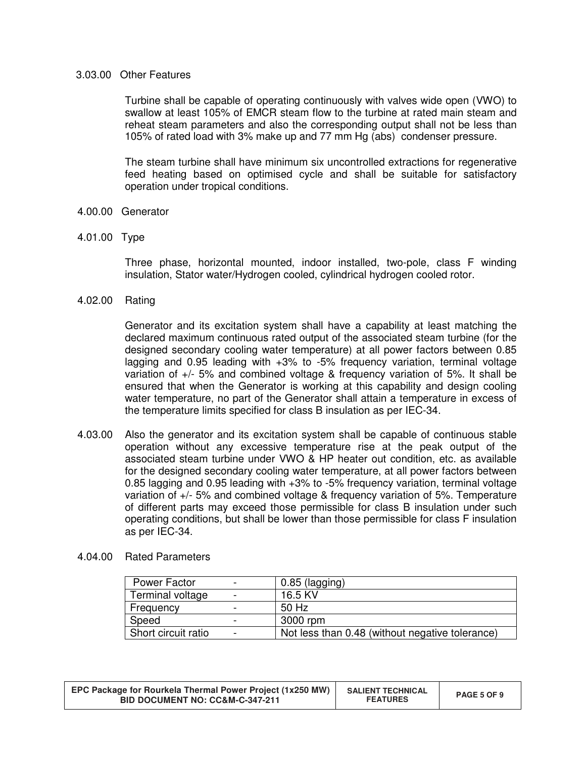### 3.03.00 Other Features

Turbine shall be capable of operating continuously with valves wide open (VWO) to swallow at least 105% of EMCR steam flow to the turbine at rated main steam and reheat steam parameters and also the corresponding output shall not be less than 105% of rated load with 3% make up and 77 mm Hg (abs) condenser pressure.

The steam turbine shall have minimum six uncontrolled extractions for regenerative feed heating based on optimised cycle and shall be suitable for satisfactory operation under tropical conditions.

## 4.00.00 Generator

### 4.01.00 Type

Three phase, horizontal mounted, indoor installed, two-pole, class F winding insulation, Stator water/Hydrogen cooled, cylindrical hydrogen cooled rotor.

### 4.02.00 Rating

Generator and its excitation system shall have a capability at least matching the declared maximum continuous rated output of the associated steam turbine (for the designed secondary cooling water temperature) at all power factors between 0.85 lagging and 0.95 leading with +3% to -5% frequency variation, terminal voltage variation of +/- 5% and combined voltage & frequency variation of 5%. It shall be ensured that when the Generator is working at this capability and design cooling water temperature, no part of the Generator shall attain a temperature in excess of the temperature limits specified for class B insulation as per IEC-34.

### 4.03.00

Also the generator and its excitation system shall be capable of continuous stable operation without any excessive temperature rise at the peak output of the associated steam turbine under VWO & HP heater out condition, etc. as available for the designed secondary cooling water temperature, at all power factors between 0.85 lagging and 0.95 leading with +3% to -5% frequency variation, terminal voltage variation of +/- 5% and combined voltage & frequency variation of 5%. Temperature of different parts may exceed those permissible for class B insulation under such operating conditions, but shall be lower than those permissible for class F insulation as per IEC-34.

### 4.04.00 Rated Parameters

| Parameter | | Value |
|---|---|---|
| Power Factor | - | 0.85 (lagging) |
| Terminal voltage | - | 16.5 KV |
| Frequency | - | 50 Hz |
| Speed | - | 3000 rpm |
| Short circuit ratio | - | Not less than 0.48 (without negative tolerance) |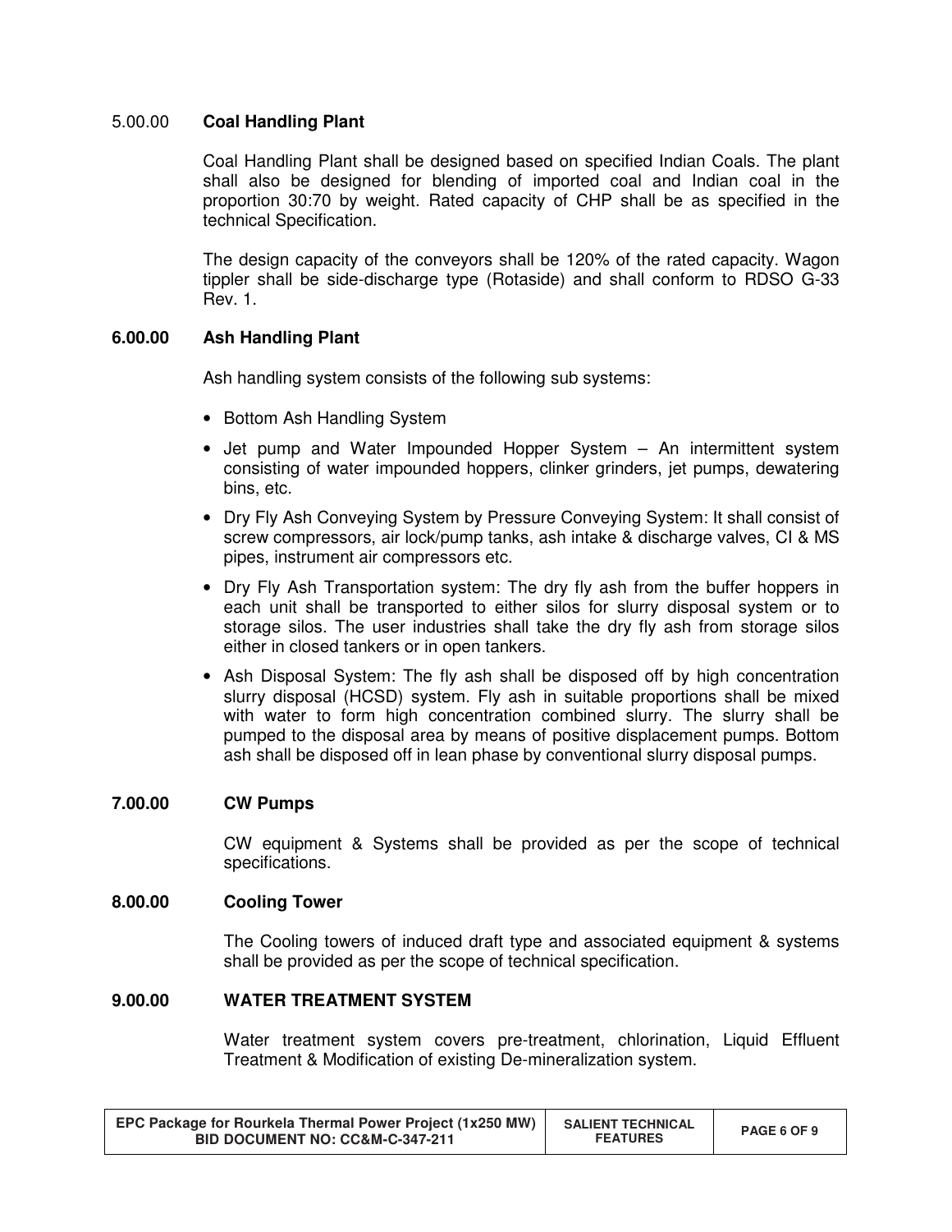## 5.00.00 **Coal Handling Plant**

Coal Handling Plant shall be designed based on specified Indian Coals. The plant shall also be designed for blending of imported coal and Indian coal in the proportion 30:70 by weight. Rated capacity of CHP shall be as specified in the technical Specification.

The design capacity of the conveyors shall be 120% of the rated capacity. Wagon tippler shall be side-discharge type (Rotaside) and shall conform to RDSO G-33 Rev. 1.

## 6.00.00 Ash Handling Plant

Ash handling system consists of the following sub systems:

- Bottom Ash Handling System
- Jet pump and Water Impounded Hopper System – An intermittent system consisting of water impounded hoppers, clinker grinders, jet pumps, dewatering bins, etc.
- Dry Fly Ash Conveying System by Pressure Conveying System: It shall consist of screw compressors, air lock/pump tanks, ash intake & discharge valves, CI & MS pipes, instrument air compressors etc.
- Dry Fly Ash Transportation system: The dry fly ash from the buffer hoppers in each unit shall be transported to either silos for slurry disposal system or to storage silos. The user industries shall take the dry fly ash from storage silos either in closed tankers or in open tankers.
- Ash Disposal System: The fly ash shall be disposed off by high concentration slurry disposal (HCSD) system. Fly ash in suitable proportions shall be mixed with water to form high concentration combined slurry. The slurry shall be pumped to the disposal area by means of positive displacement pumps. Bottom ash shall be disposed off in lean phase by conventional slurry disposal pumps.

## 7.00.00 CW Pumps

CW equipment & Systems shall be provided as per the scope of technical specifications.

## 8.00.00 Cooling Tower

The Cooling towers of induced draft type and associated equipment & systems shall be provided as per the scope of technical specification.

## 9.00.00 WATER TREATMENT SYSTEM

Water treatment system covers pre-treatment, chlorination, Liquid Effluent Treatment & Modification of existing De-mineralization system.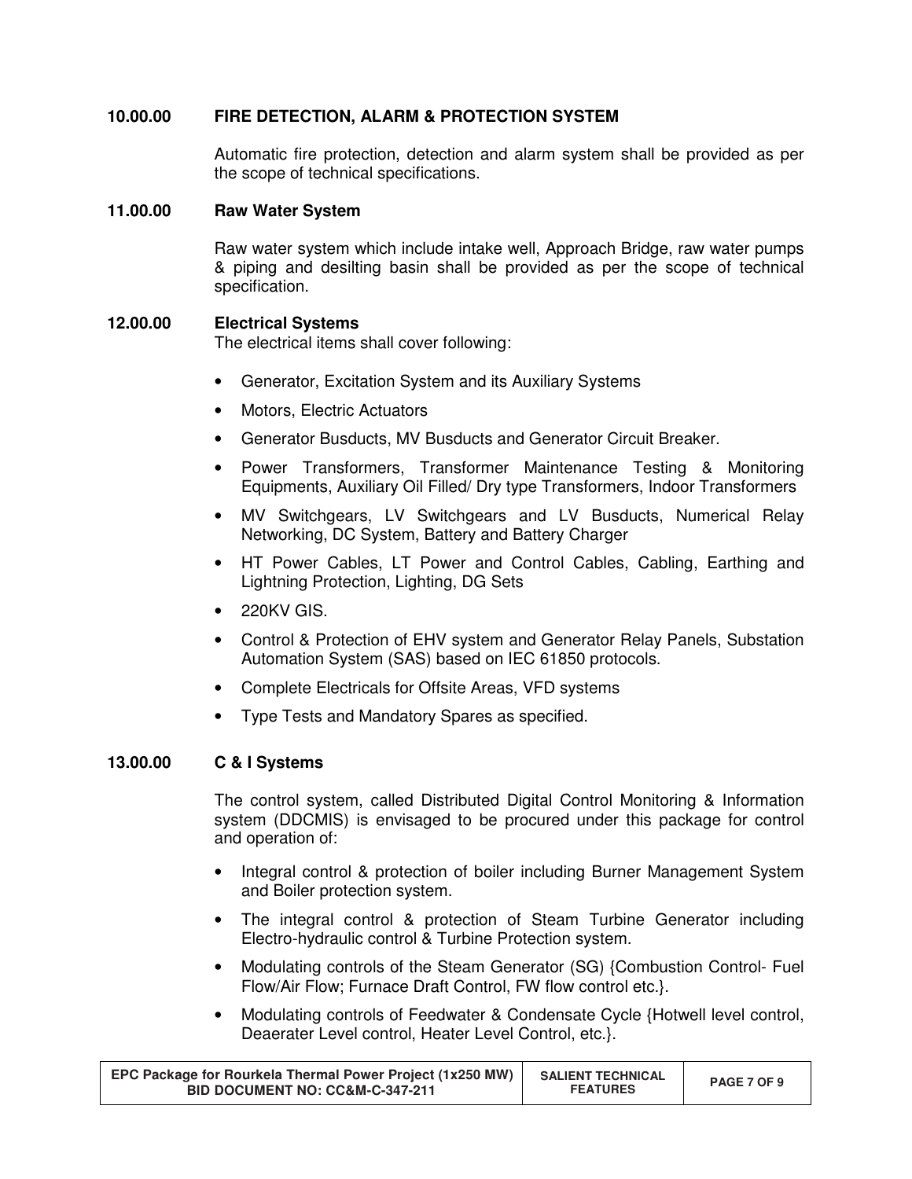## 10.00.00 FIRE DETECTION, ALARM & PROTECTION SYSTEM

Automatic fire protection, detection and alarm system shall be provided as per the scope of technical specifications.

## 11.00.00 Raw Water System

Raw water system which include intake well, Approach Bridge, raw water pumps & piping and desilting basin shall be provided as per the scope of technical specification.

## 12.00.00 Electrical Systems

The electrical items shall cover following:

- Generator, Excitation System and its Auxiliary Systems
- Motors, Electric Actuators
- Generator Busducts, MV Busducts and Generator Circuit Breaker.
- Power Transformers, Transformer Maintenance Testing & Monitoring Equipments, Auxiliary Oil Filled/ Dry type Transformers, Indoor Transformers
- MV Switchgears, LV Switchgears and LV Busducts, Numerical Relay Networking, DC System, Battery and Battery Charger
- HT Power Cables, LT Power and Control Cables, Cabling, Earthing and Lightning Protection, Lighting, DG Sets
- 220KV GIS.
- Control & Protection of EHV system and Generator Relay Panels, Substation Automation System (SAS) based on IEC 61850 protocols.
- Complete Electricals for Offsite Areas, VFD systems
- Type Tests and Mandatory Spares as specified.

## 13.00.00 C & I Systems

The control system, called Distributed Digital Control Monitoring & Information system (DDCMIS) is envisaged to be procured under this package for control and operation of:

- Integral control & protection of boiler including Burner Management System and Boiler protection system.
- The integral control & protection of Steam Turbine Generator including Electro-hydraulic control & Turbine Protection system.
- Modulating controls of the Steam Generator (SG) {Combustion Control- Fuel Flow/Air Flow; Furnace Draft Control, FW flow control etc.}.
- Modulating controls of Feedwater & Condensate Cycle {Hotwell level control, Deaerater Level control, Heater Level Control, etc.}.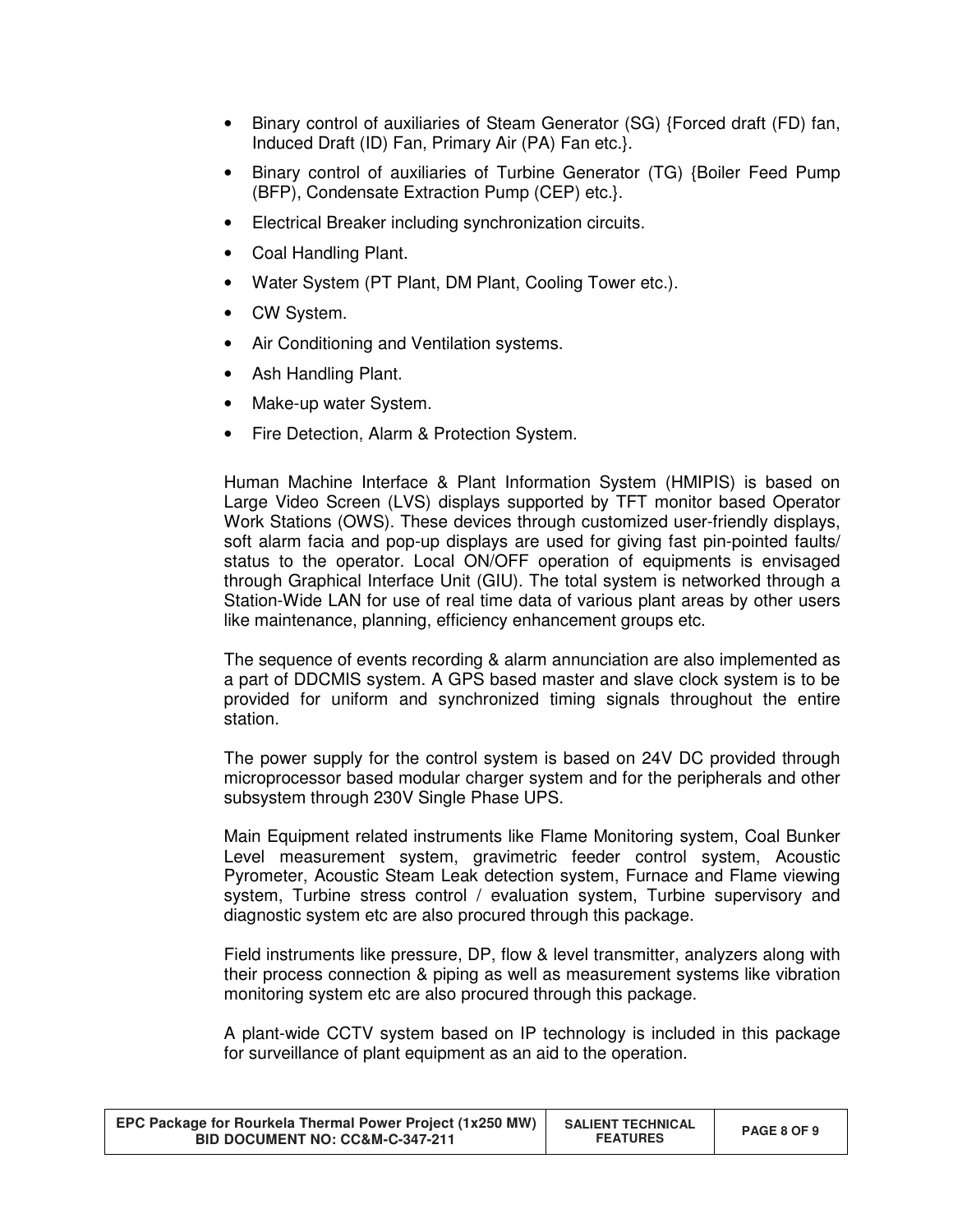- Binary control of auxiliaries of Steam Generator (SG) {Forced draft (FD) fan, Induced Draft (ID) Fan, Primary Air (PA) Fan etc.}.
- Binary control of auxiliaries of Turbine Generator (TG) {Boiler Feed Pump (BFP), Condensate Extraction Pump (CEP) etc.}.
- Electrical Breaker including synchronization circuits.
- Coal Handling Plant.
- Water System (PT Plant, DM Plant, Cooling Tower etc.).
- CW System.
- Air Conditioning and Ventilation systems.
- Ash Handling Plant.
- Make-up water System.
- Fire Detection, Alarm & Protection System.

Human Machine Interface & Plant Information System (HMIPIS) is based on Large Video Screen (LVS) displays supported by TFT monitor based Operator Work Stations (OWS). These devices through customized user-friendly displays, soft alarm facia and pop-up displays are used for giving fast pin-pointed faults/ status to the operator. Local ON/OFF operation of equipments is envisaged through Graphical Interface Unit (GIU). The total system is networked through a Station-Wide LAN for use of real time data of various plant areas by other users like maintenance, planning, efficiency enhancement groups etc.

The sequence of events recording & alarm annunciation are also implemented as a part of DDCMIS system. A GPS based master and slave clock system is to be provided for uniform and synchronized timing signals throughout the entire station.

The power supply for the control system is based on 24V DC provided through microprocessor based modular charger system and for the peripherals and other subsystem through 230V Single Phase UPS.

Main Equipment related instruments like Flame Monitoring system, Coal Bunker Level measurement system, gravimetric feeder control system, Acoustic Pyrometer, Acoustic Steam Leak detection system, Furnace and Flame viewing system, Turbine stress control / evaluation system, Turbine supervisory and diagnostic system etc are also procured through this package.

Field instruments like pressure, DP, flow & level transmitter, analyzers along with their process connection & piping as well as measurement systems like vibration monitoring system etc are also procured through this package.

A plant-wide CCTV system based on IP technology is included in this package for surveillance of plant equipment as an aid to the operation.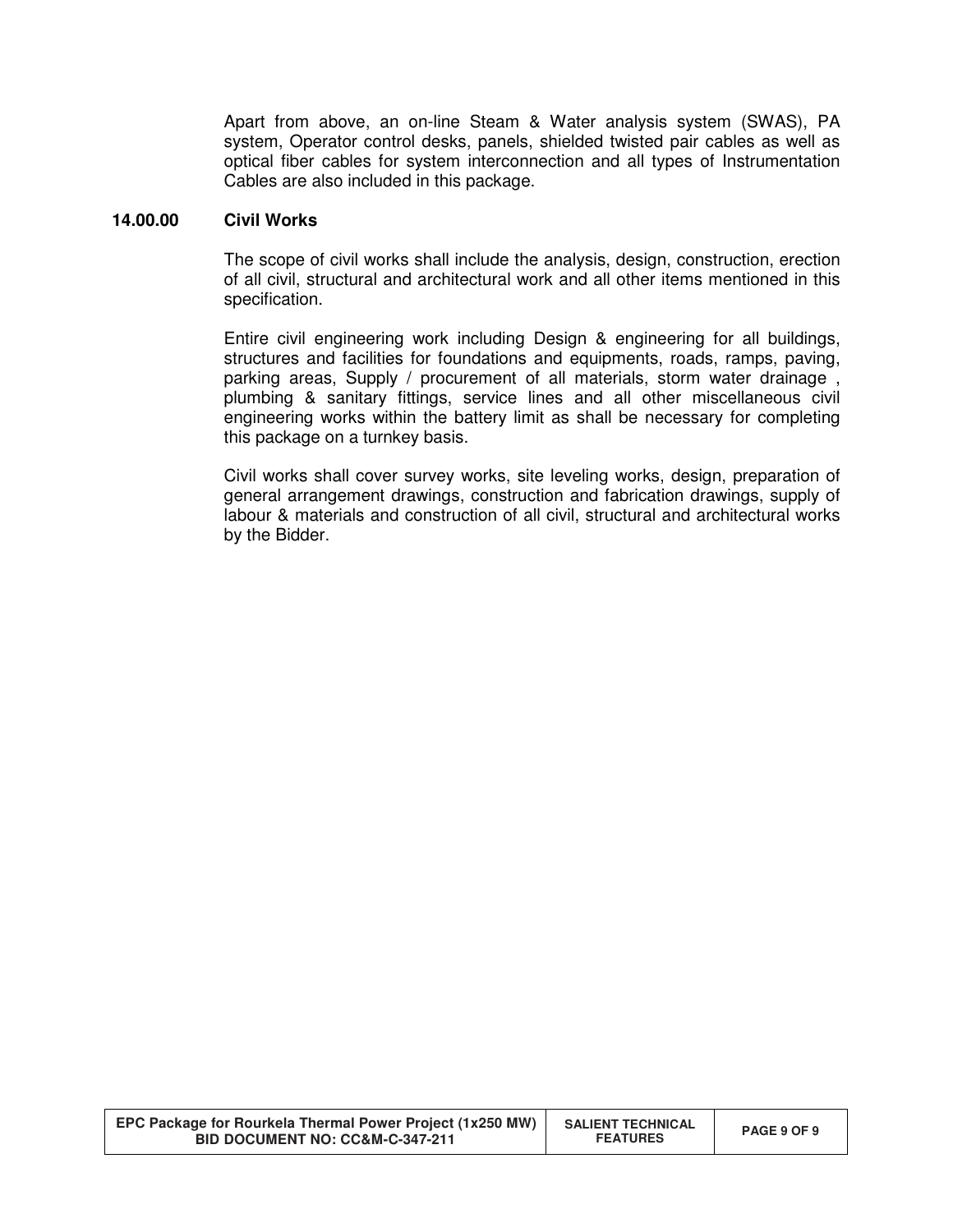Apart from above, an on-line Steam & Water analysis system (SWAS), PA system, Operator control desks, panels, shielded twisted pair cables as well as optical fiber cables for system interconnection and all types of Instrumentation Cables are also included in this package.

### 14.00.00 Civil Works

The scope of civil works shall include the analysis, design, construction, erection of all civil, structural and architectural work and all other items mentioned in this specification.

Entire civil engineering work including Design & engineering for all buildings, structures and facilities for foundations and equipments, roads, ramps, paving, parking areas, Supply / procurement of all materials, storm water drainage , plumbing & sanitary fittings, service lines and all other miscellaneous civil engineering works within the battery limit as shall be necessary for completing this package on a turnkey basis.

Civil works shall cover survey works, site leveling works, design, preparation of general arrangement drawings, construction and fabrication drawings, supply of labour & materials and construction of all civil, structural and architectural works by the Bidder.